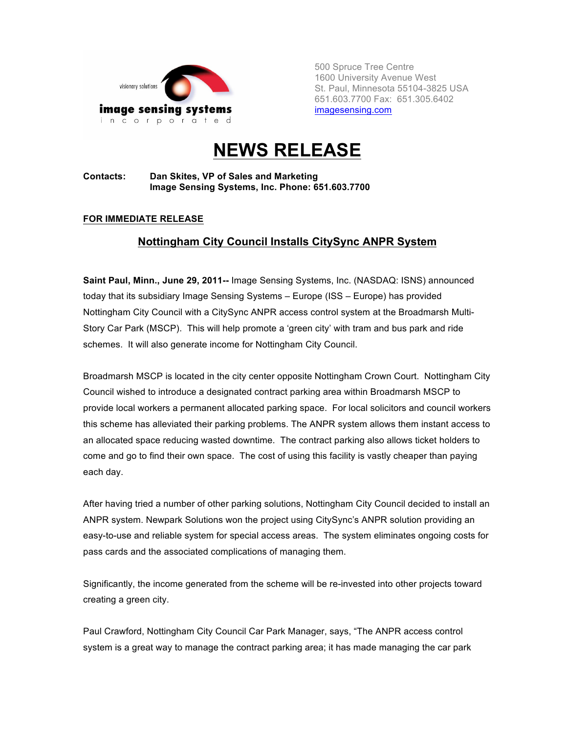visionary solutions

**image sensing systems**
incorporated

500 Spruce Tree Centre
1600 University Avenue West
St. Paul, Minnesota 55104-3825 USA
651.603.7700 Fax: 651.305.6402
[imagesensing.com](imagesensing.com)

# NEWS RELEASE

**Contacts:** **Dan Skites, VP of Sales and Marketing**
**Image Sensing Systems, Inc. Phone: 651.603.7700**

**FOR IMMEDIATE RELEASE**

## Nottingham City Council Installs CitySync ANPR System

**Saint Paul, Minn., June 29, 2011--** Image Sensing Systems, Inc. (NASDAQ: ISNS) announced today that its subsidiary Image Sensing Systems – Europe (ISS – Europe) has provided Nottingham City Council with a CitySync ANPR access control system at the Broadmarsh Multi-Story Car Park (MSCP). This will help promote a 'green city' with tram and bus park and ride schemes. It will also generate income for Nottingham City Council.

Broadmarsh MSCP is located in the city center opposite Nottingham Crown Court. Nottingham City Council wished to introduce a designated contract parking area within Broadmarsh MSCP to provide local workers a permanent allocated parking space. For local solicitors and council workers this scheme has alleviated their parking problems. The ANPR system allows them instant access to an allocated space reducing wasted downtime. The contract parking also allows ticket holders to come and go to find their own space. The cost of using this facility is vastly cheaper than paying each day.

After having tried a number of other parking solutions, Nottingham City Council decided to install an ANPR system. Newpark Solutions won the project using CitySync's ANPR solution providing an easy-to-use and reliable system for special access areas. The system eliminates ongoing costs for pass cards and the associated complications of managing them.

Significantly, the income generated from the scheme will be re-invested into other projects toward creating a green city.

Paul Crawford, Nottingham City Council Car Park Manager, says, "The ANPR access control system is a great way to manage the contract parking area; it has made managing the car park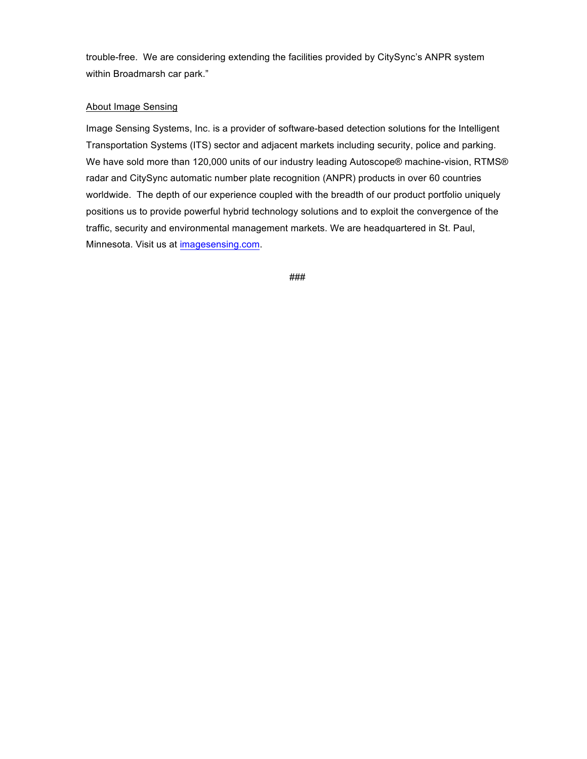trouble-free.  We are considering extending the facilities provided by CitySync's ANPR system within Broadmarsh car park."

<u>About Image Sensing</u>

Image Sensing Systems, Inc. is a provider of software-based detection solutions for the Intelligent Transportation Systems (ITS) sector and adjacent markets including security, police and parking. We have sold more than 120,000 units of our industry leading Autoscope® machine-vision, RTMS® radar and CitySync automatic number plate recognition (ANPR) products in over 60 countries worldwide.  The depth of our experience coupled with the breadth of our product portfolio uniquely positions us to provide powerful hybrid technology solutions and to exploit the convergence of the traffic, security and environmental management markets. We are headquartered in St. Paul, Minnesota. Visit us at [imagesensing.com](http://imagesensing.com).

###